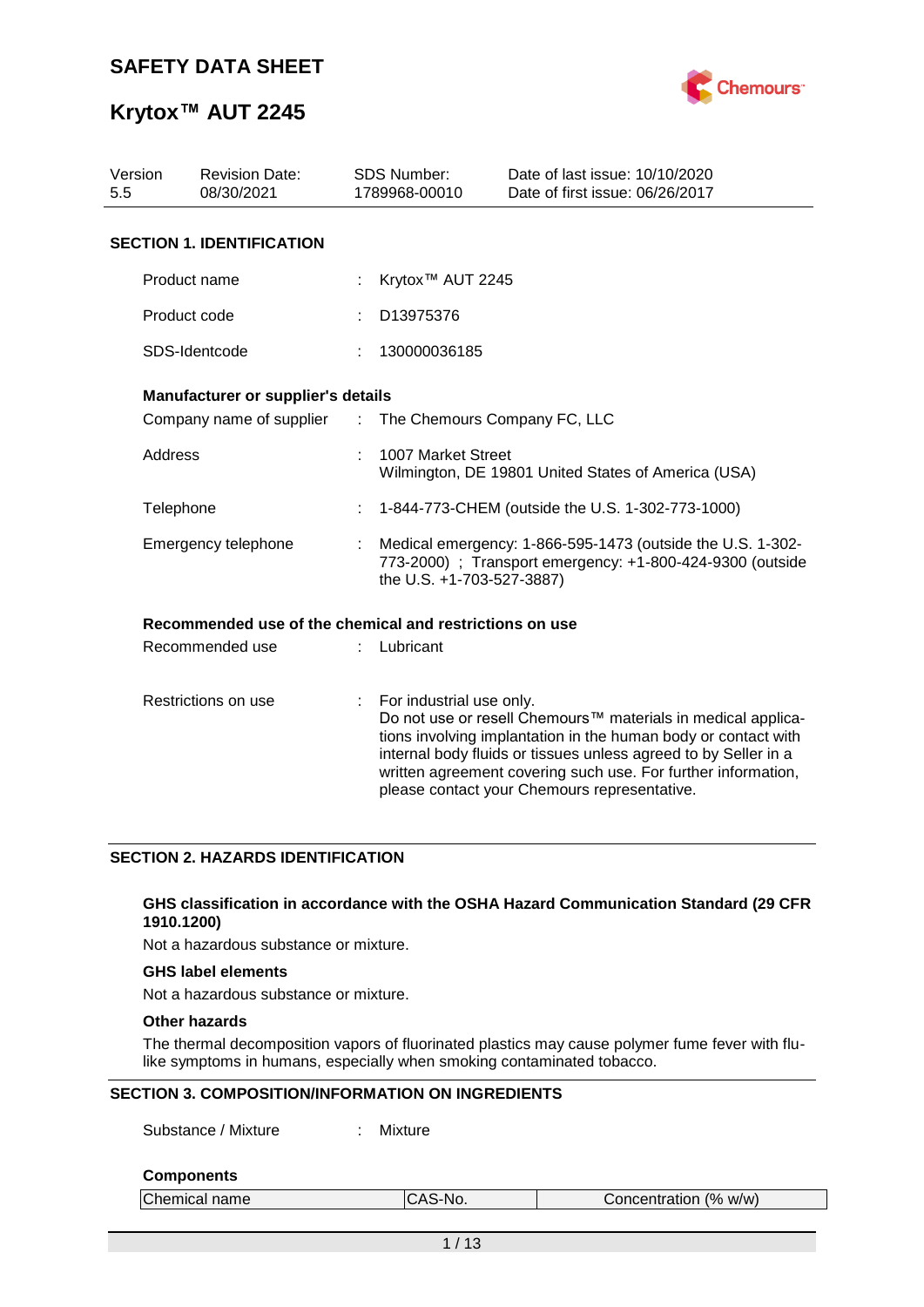# SAFETY DATA SHEET

# Krytox™ AUT 2245

| Version | Revision Date: | SDS Number: | Date of last issue: 10/10/2020 |
|---|---|---|---|
| 5.5 | 08/30/2021 | 1789968-00010 | Date of first issue: 06/26/2017 |

## SECTION 1. IDENTIFICATION

Product name : Krytox™ AUT 2245

Product code : D13975376

SDS-Identcode : 130000036185

### Manufacturer or supplier's details

Company name of supplier : The Chemours Company FC, LLC

Address : 1007 Market Street
Wilmington, DE 19801 United States of America (USA)

Telephone : 1-844-773-CHEM (outside the U.S. 1-302-773-1000)

Emergency telephone : Medical emergency: 1-866-595-1473 (outside the U.S. 1-302-773-2000) ; Transport emergency: +1-800-424-9300 (outside the U.S. +1-703-527-3887)

### Recommended use of the chemical and restrictions on use

Recommended use : Lubricant

Restrictions on use : For industrial use only.
Do not use or resell Chemours™ materials in medical applications involving implantation in the human body or contact with internal body fluids or tissues unless agreed to by Seller in a written agreement covering such use. For further information, please contact your Chemours representative.

## SECTION 2. HAZARDS IDENTIFICATION

**GHS classification in accordance with the OSHA Hazard Communication Standard (29 CFR 1910.1200)**

Not a hazardous substance or mixture.

**GHS label elements**

Not a hazardous substance or mixture.

**Other hazards**

The thermal decomposition vapors of fluorinated plastics may cause polymer fume fever with flu-like symptoms in humans, especially when smoking contaminated tobacco.

## SECTION 3. COMPOSITION/INFORMATION ON INGREDIENTS

Substance / Mixture : Mixture

**Components**

| Chemical name | CAS-No. | Concentration (% w/w) |
|---|---|---|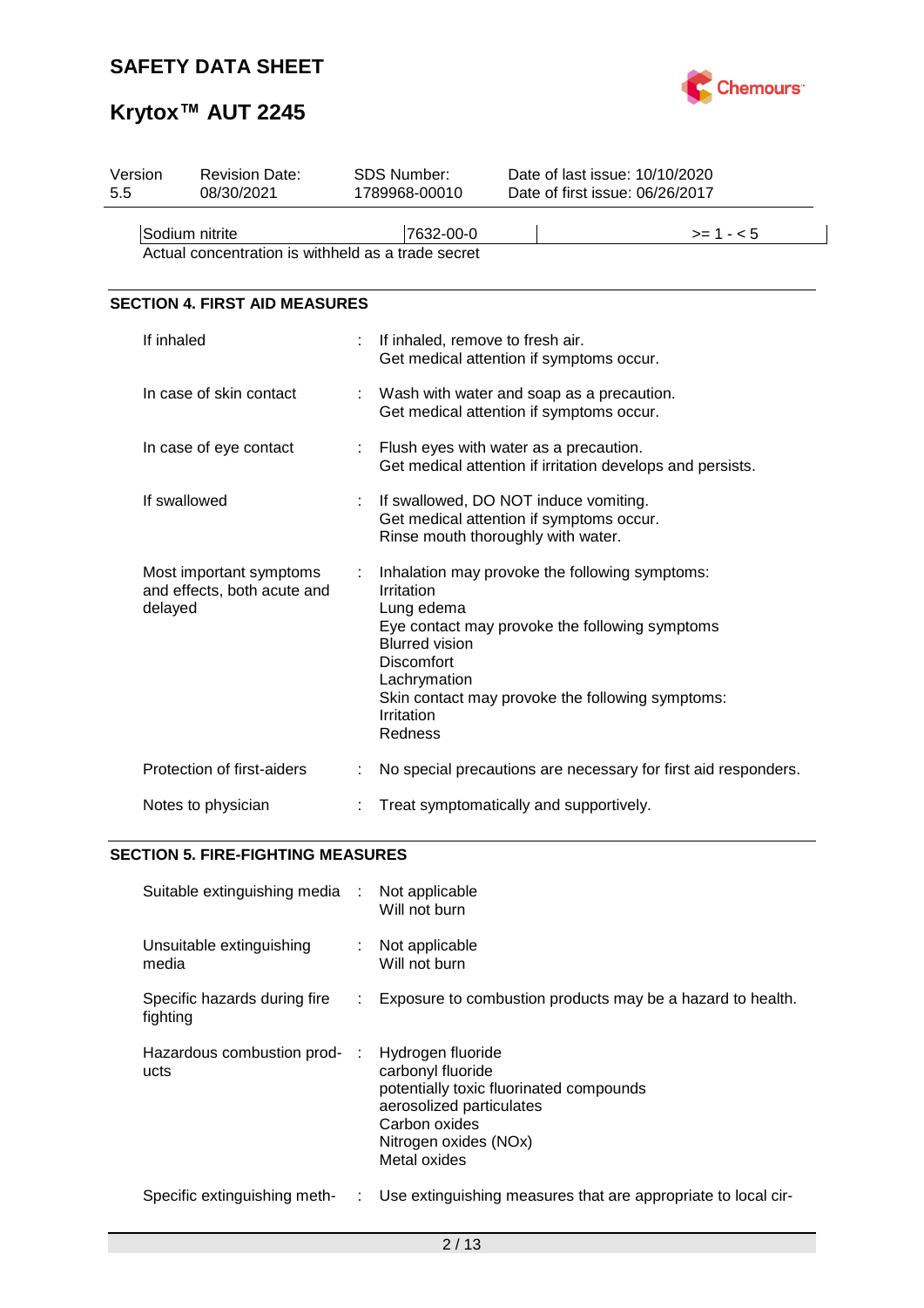| Sodium nitrite | 7632-00-0 | | >= 1 - < 5 |
|---|---|---|---|

Actual concentration is withheld as a trade secret

## SECTION 4. FIRST AID MEASURES

| | | |
|---|---|---|
| If inhaled | : | If inhaled, remove to fresh air.<br>Get medical attention if symptoms occur. |
| In case of skin contact | : | Wash with water and soap as a precaution.<br>Get medical attention if symptoms occur. |
| In case of eye contact | : | Flush eyes with water as a precaution.<br>Get medical attention if irritation develops and persists. |
| If swallowed | : | If swallowed, DO NOT induce vomiting.<br>Get medical attention if symptoms occur.<br>Rinse mouth thoroughly with water. |
| Most important symptoms and effects, both acute and delayed | : | Inhalation may provoke the following symptoms:<br>Irritation<br>Lung edema<br>Eye contact may provoke the following symptoms<br>Blurred vision<br>Discomfort<br>Lachrymation<br>Skin contact may provoke the following symptoms:<br>Irritation<br>Redness |
| Protection of first-aiders | : | No special precautions are necessary for first aid responders. |
| Notes to physician | : | Treat symptomatically and supportively. |

## SECTION 5. FIRE-FIGHTING MEASURES

| | | |
|---|---|---|
| Suitable extinguishing media | : | Not applicable<br>Will not burn |
| Unsuitable extinguishing media | : | Not applicable<br>Will not burn |
| Specific hazards during fire fighting | : | Exposure to combustion products may be a hazard to health. |
| Hazardous combustion products | : | Hydrogen fluoride<br>carbonyl fluoride<br>potentially toxic fluorinated compounds<br>aerosolized particulates<br>Carbon oxides<br>Nitrogen oxides (NOx)<br>Metal oxides |
| Specific extinguishing meth- | : | Use extinguishing measures that are appropriate to local cir- |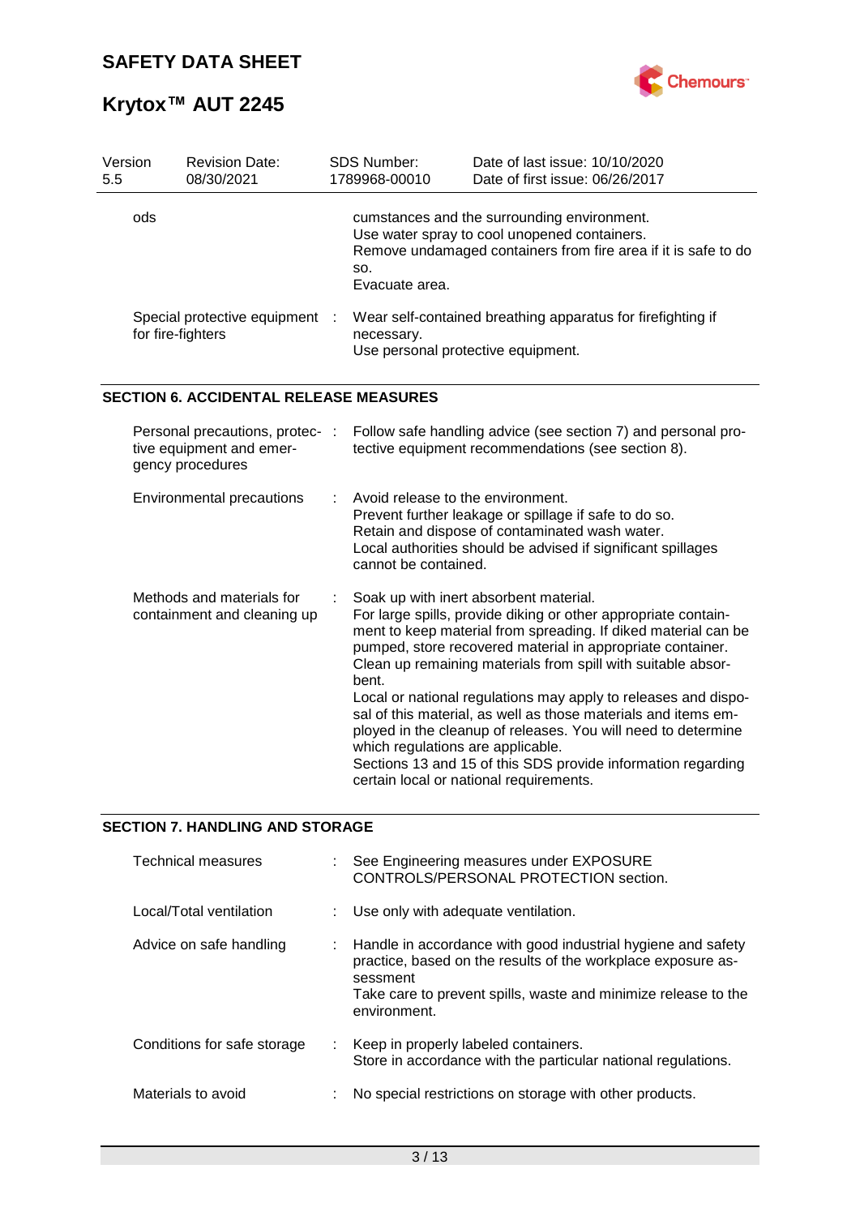| | | |
|---|---|---|
| ods | | cumstances and the surrounding environment.<br>Use water spray to cool unopened containers.<br>Remove undamaged containers from fire area if it is safe to do so.<br>Evacuate area. |
| Special protective equipment for fire-fighters | : | Wear self-contained breathing apparatus for firefighting if necessary.<br>Use personal protective equipment. |

## SECTION 6. ACCIDENTAL RELEASE MEASURES

| | | |
|---|---|---|
| Personal precautions, protective equipment and emergency procedures | : | Follow safe handling advice (see section 7) and personal protective equipment recommendations (see section 8). |
| Environmental precautions | : | Avoid release to the environment.<br>Prevent further leakage or spillage if safe to do so.<br>Retain and dispose of contaminated wash water.<br>Local authorities should be advised if significant spillages cannot be contained. |
| Methods and materials for containment and cleaning up | : | Soak up with inert absorbent material.<br>For large spills, provide diking or other appropriate containment to keep material from spreading. If diked material can be pumped, store recovered material in appropriate container.<br>Clean up remaining materials from spill with suitable absorbent.<br>Local or national regulations may apply to releases and disposal of this material, as well as those materials and items employed in the cleanup of releases. You will need to determine which regulations are applicable.<br>Sections 13 and 15 of this SDS provide information regarding certain local or national requirements. |

## SECTION 7. HANDLING AND STORAGE

| | | |
|---|---|---|
| Technical measures | : | See Engineering measures under EXPOSURE CONTROLS/PERSONAL PROTECTION section. |
| Local/Total ventilation | : | Use only with adequate ventilation. |
| Advice on safe handling | : | Handle in accordance with good industrial hygiene and safety practice, based on the results of the workplace exposure assessment<br>Take care to prevent spills, waste and minimize release to the environment. |
| Conditions for safe storage | : | Keep in properly labeled containers.<br>Store in accordance with the particular national regulations. |
| Materials to avoid | : | No special restrictions on storage with other products. |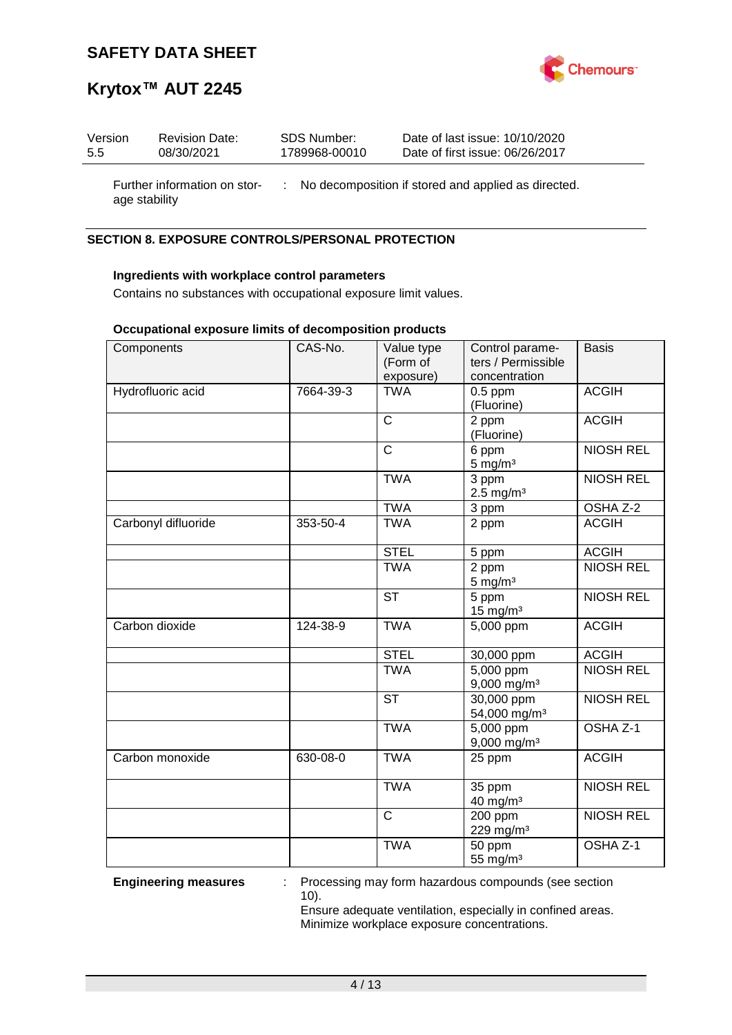Further information on storage stability : No decomposition if stored and applied as directed.

## SECTION 8. EXPOSURE CONTROLS/PERSONAL PROTECTION

**Ingredients with workplace control parameters**

Contains no substances with occupational exposure limit values.

**Occupational exposure limits of decomposition products**

| Components | CAS-No. | Value type (Form of exposure) | Control parameters / Permissible concentration | Basis |
|---|---|---|---|---|
| Hydrofluoric acid | 7664-39-3 | TWA | 0.5 ppm (Fluorine) | ACGIH |
| | | C | 2 ppm (Fluorine) | ACGIH |
| | | C | 6 ppm 5 mg/m³ | NIOSH REL |
| | | TWA | 3 ppm 2.5 mg/m³ | NIOSH REL |
| | | TWA | 3 ppm | OSHA Z-2 |
| Carbonyl difluoride | 353-50-4 | TWA | 2 ppm | ACGIH |
| | | STEL | 5 ppm | ACGIH |
| | | TWA | 2 ppm 5 mg/m³ | NIOSH REL |
| | | ST | 5 ppm 15 mg/m³ | NIOSH REL |
| Carbon dioxide | 124-38-9 | TWA | 5,000 ppm | ACGIH |
| | | STEL | 30,000 ppm | ACGIH |
| | | TWA | 5,000 ppm 9,000 mg/m³ | NIOSH REL |
| | | ST | 30,000 ppm 54,000 mg/m³ | NIOSH REL |
| | | TWA | 5,000 ppm 9,000 mg/m³ | OSHA Z-1 |
| Carbon monoxide | 630-08-0 | TWA | 25 ppm | ACGIH |
| | | TWA | 35 ppm 40 mg/m³ | NIOSH REL |
| | | C | 200 ppm 229 mg/m³ | NIOSH REL |
| | | TWA | 50 ppm 55 mg/m³ | OSHA Z-1 |

**Engineering measures** : Processing may form hazardous compounds (see section 10).
Ensure adequate ventilation, especially in confined areas.
Minimize workplace exposure concentrations.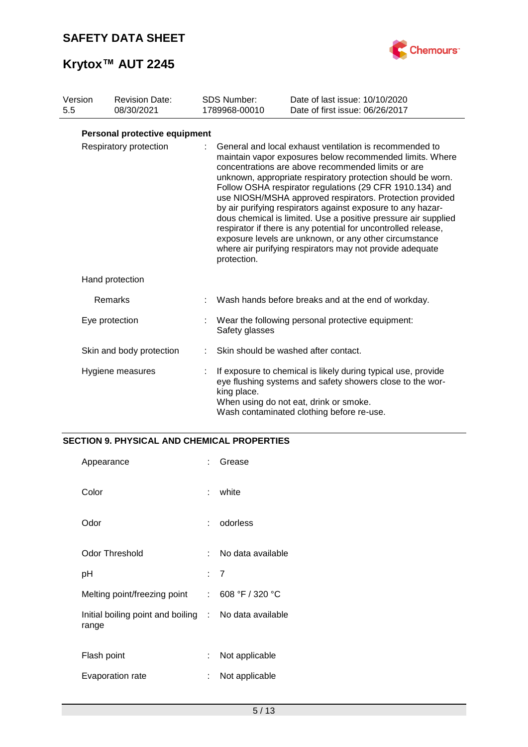| Version | Revision Date: | SDS Number: | Date of last issue: 10/10/2020 |
| --- | --- | --- | --- |
| 5.5 | 08/30/2021 | 1789968-00010 | Date of first issue: 06/26/2017 |

**Personal protective equipment**

| | | |
| --- | --- | --- |
| Respiratory protection | : | General and local exhaust ventilation is recommended to maintain vapor exposures below recommended limits. Where concentrations are above recommended limits or are unknown, appropriate respiratory protection should be worn. Follow OSHA respirator regulations (29 CFR 1910.134) and use NIOSH/MSHA approved respirators. Protection provided by air purifying respirators against exposure to any hazardous chemical is limited. Use a positive pressure air supplied respirator if there is any potential for uncontrolled release, exposure levels are unknown, or any other circumstance where air purifying respirators may not provide adequate protection. |
| Hand protection | | |
| Remarks | : | Wash hands before breaks and at the end of workday. |
| Eye protection | : | Wear the following personal protective equipment:<br>Safety glasses |
| Skin and body protection | : | Skin should be washed after contact. |
| Hygiene measures | : | If exposure to chemical is likely during typical use, provide eye flushing systems and safety showers close to the working place.<br>When using do not eat, drink or smoke.<br>Wash contaminated clothing before re-use. |

## SECTION 9. PHYSICAL AND CHEMICAL PROPERTIES

| | | |
| --- | --- | --- |
| Appearance | : | Grease |
| Color | : | white |
| Odor | : | odorless |
| Odor Threshold | : | No data available |
| pH | : | 7 |
| Melting point/freezing point | : | 608 °F / 320 °C |
| Initial boiling point and boiling range | : | No data available |
| Flash point | : | Not applicable |
| Evaporation rate | : | Not applicable |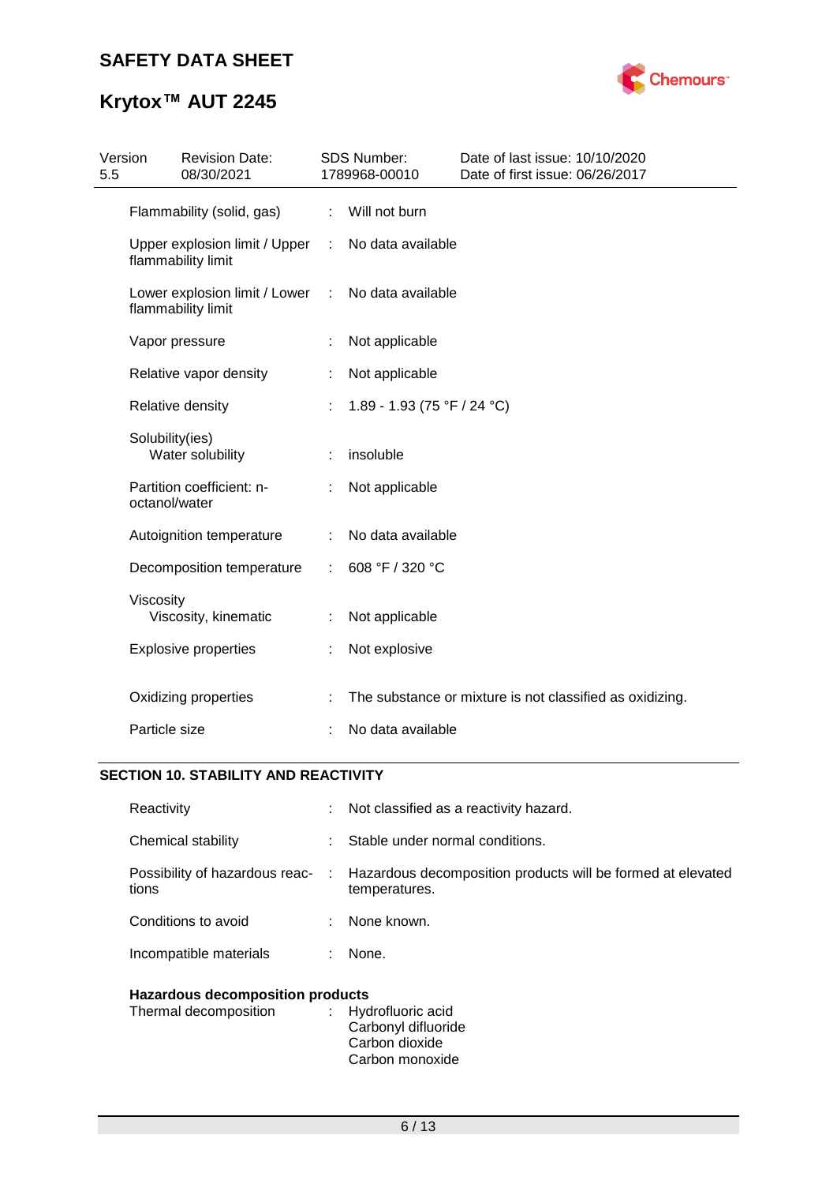| | | |
|---|---|---|
| Flammability (solid, gas) | : | Will not burn |
| Upper explosion limit / Upper flammability limit | : | No data available |
| Lower explosion limit / Lower flammability limit | : | No data available |
| Vapor pressure | : | Not applicable |
| Relative vapor density | : | Not applicable |
| Relative density | : | 1.89 - 1.93 (75 °F / 24 °C) |
| Solubility(ies) Water solubility | : | insoluble |
| Partition coefficient: n-octanol/water | : | Not applicable |
| Autoignition temperature | : | No data available |
| Decomposition temperature | : | 608 °F / 320 °C |
| Viscosity Viscosity, kinematic | : | Not applicable |
| Explosive properties | : | Not explosive |
| Oxidizing properties | : | The substance or mixture is not classified as oxidizing. |
| Particle size | : | No data available |

## SECTION 10. STABILITY AND REACTIVITY

| | | |
|---|---|---|
| Reactivity | : | Not classified as a reactivity hazard. |
| Chemical stability | : | Stable under normal conditions. |
| Possibility of hazardous reactions | : | Hazardous decomposition products will be formed at elevated temperatures. |
| Conditions to avoid | : | None known. |
| Incompatible materials | : | None. |

**Hazardous decomposition products**

| | | |
|---|---|---|
| Thermal decomposition | : | Hydrofluoric acid<br>Carbonyl difluoride<br>Carbon dioxide<br>Carbon monoxide |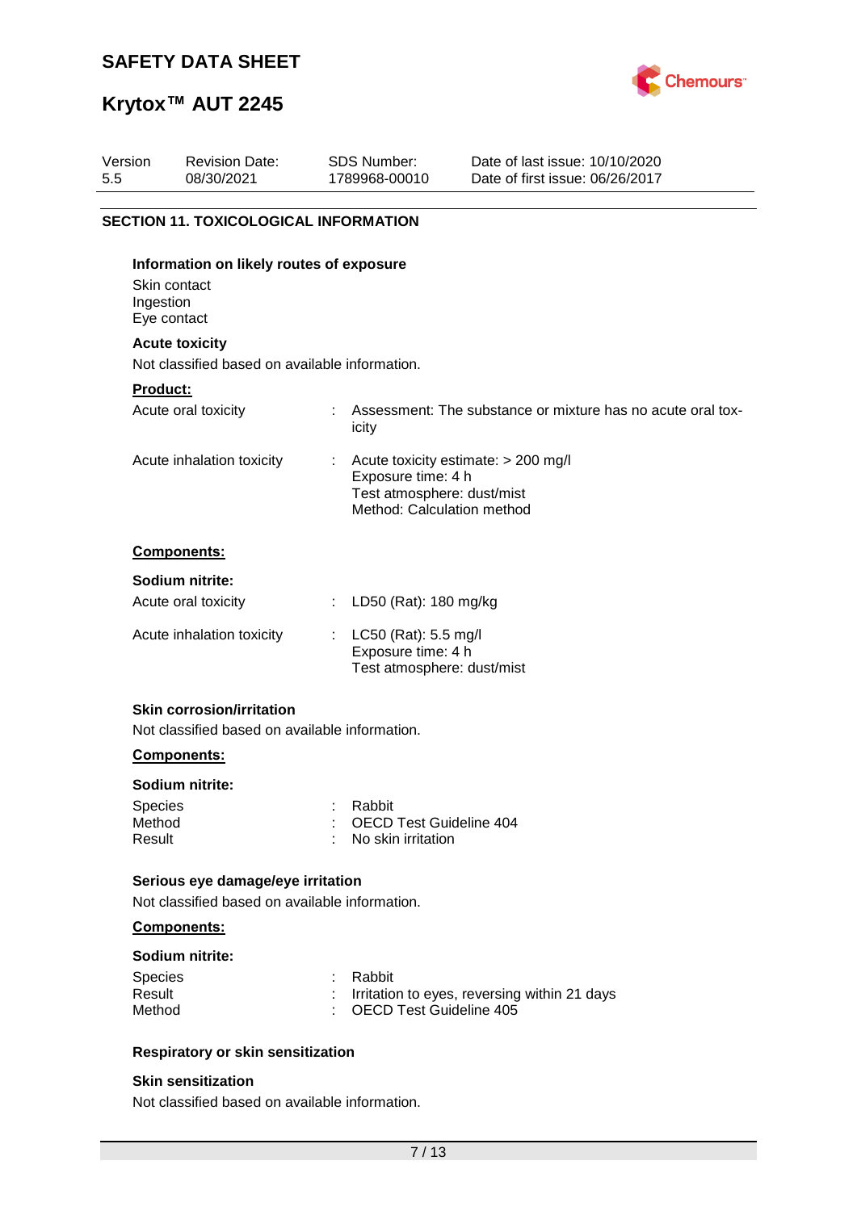## SECTION 11. TOXICOLOGICAL INFORMATION

### Information on likely routes of exposure

Skin contact
Ingestion
Eye contact

### Acute toxicity

Not classified based on available information.

**Product:**

| | | |
|---|---|---|
| Acute oral toxicity | : | Assessment: The substance or mixture has no acute oral toxicity |
| Acute inhalation toxicity | : | Acute toxicity estimate: > 200 mg/l<br>Exposure time: 4 h<br>Test atmosphere: dust/mist<br>Method: Calculation method |

**Components:**

**Sodium nitrite:**

| | | |
|---|---|---|
| Acute oral toxicity | : | LD50 (Rat): 180 mg/kg |
| Acute inhalation toxicity | : | LC50 (Rat): 5.5 mg/l<br>Exposure time: 4 h<br>Test atmosphere: dust/mist |

### Skin corrosion/irritation

Not classified based on available information.

**Components:**

**Sodium nitrite:**

| | | |
|---|---|---|
| Species | : | Rabbit |
| Method | : | OECD Test Guideline 404 |
| Result | : | No skin irritation |

### Serious eye damage/eye irritation

Not classified based on available information.

**Components:**

**Sodium nitrite:**

| | | |
|---|---|---|
| Species | : | Rabbit |
| Result | : | Irritation to eyes, reversing within 21 days |
| Method | : | OECD Test Guideline 405 |

### Respiratory or skin sensitization

#### Skin sensitization

Not classified based on available information.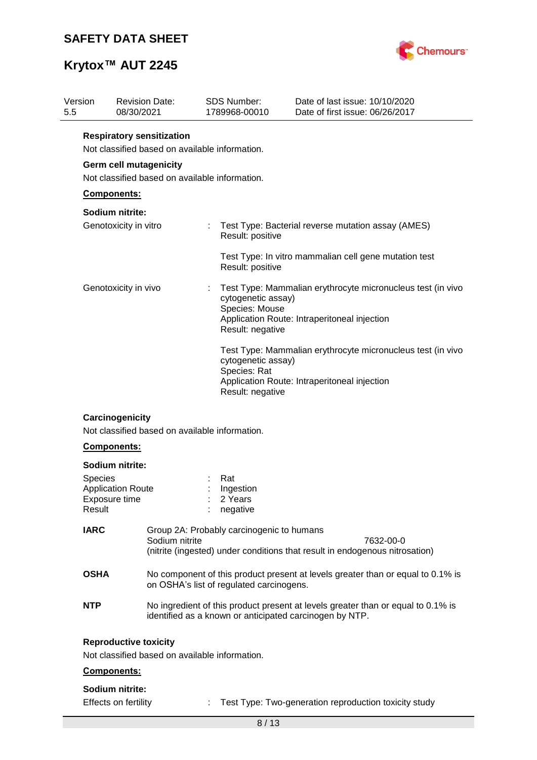**Respiratory sensitization**

Not classified based on available information.

**Germ cell mutagenicity**

Not classified based on available information.

**Components:**

**Sodium nitrite:**

Genotoxicity in vitro : Test Type: Bacterial reverse mutation assay (AMES)
Result: positive

Test Type: In vitro mammalian cell gene mutation test
Result: positive

Genotoxicity in vivo : Test Type: Mammalian erythrocyte micronucleus test (in vivo cytogenetic assay)
Species: Mouse
Application Route: Intraperitoneal injection
Result: negative

Test Type: Mammalian erythrocyte micronucleus test (in vivo cytogenetic assay)
Species: Rat
Application Route: Intraperitoneal injection
Result: negative

**Carcinogenicity**

Not classified based on available information.

**Components:**

**Sodium nitrite:**

Species : Rat
Application Route : Ingestion
Exposure time : 2 Years
Result : negative

**IARC** Group 2A: Probably carcinogenic to humans
Sodium nitrite 7632-00-0
(nitrite (ingested) under conditions that result in endogenous nitrosation)

**OSHA** No component of this product present at levels greater than or equal to 0.1% is on OSHA's list of regulated carcinogens.

**NTP** No ingredient of this product present at levels greater than or equal to 0.1% is identified as a known or anticipated carcinogen by NTP.

**Reproductive toxicity**

Not classified based on available information.

**Components:**

**Sodium nitrite:**

Effects on fertility : Test Type: Two-generation reproduction toxicity study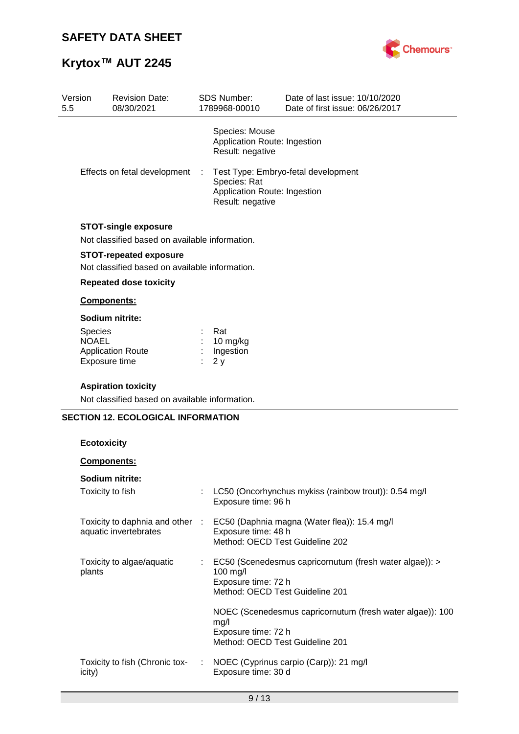Species: Mouse
Application Route: Ingestion
Result: negative

Effects on fetal development : Test Type: Embryo-fetal development
Species: Rat
Application Route: Ingestion
Result: negative

**STOT-single exposure**

Not classified based on available information.

**STOT-repeated exposure**

Not classified based on available information.

**Repeated dose toxicity**

**Components:**

**Sodium nitrite:**

| | | |
|---|---|---|
| Species | : | Rat |
| NOAEL | : | 10 mg/kg |
| Application Route | : | Ingestion |
| Exposure time | : | 2 y |

**Aspiration toxicity**

Not classified based on available information.

## SECTION 12. ECOLOGICAL INFORMATION

**Ecotoxicity**

**Components:**

**Sodium nitrite:**

Toxicity to fish : LC50 (Oncorhynchus mykiss (rainbow trout)): 0.54 mg/l
Exposure time: 96 h

Toxicity to daphnia and other aquatic invertebrates : EC50 (Daphnia magna (Water flea)): 15.4 mg/l
Exposure time: 48 h
Method: OECD Test Guideline 202

Toxicity to algae/aquatic plants : EC50 (Scenedesmus capricornutum (fresh water algae)): > 100 mg/l
Exposure time: 72 h
Method: OECD Test Guideline 201

NOEC (Scenedesmus capricornutum (fresh water algae)): 100 mg/l
Exposure time: 72 h
Method: OECD Test Guideline 201

Toxicity to fish (Chronic toxicity) : NOEC (Cyprinus carpio (Carp)): 21 mg/l
Exposure time: 30 d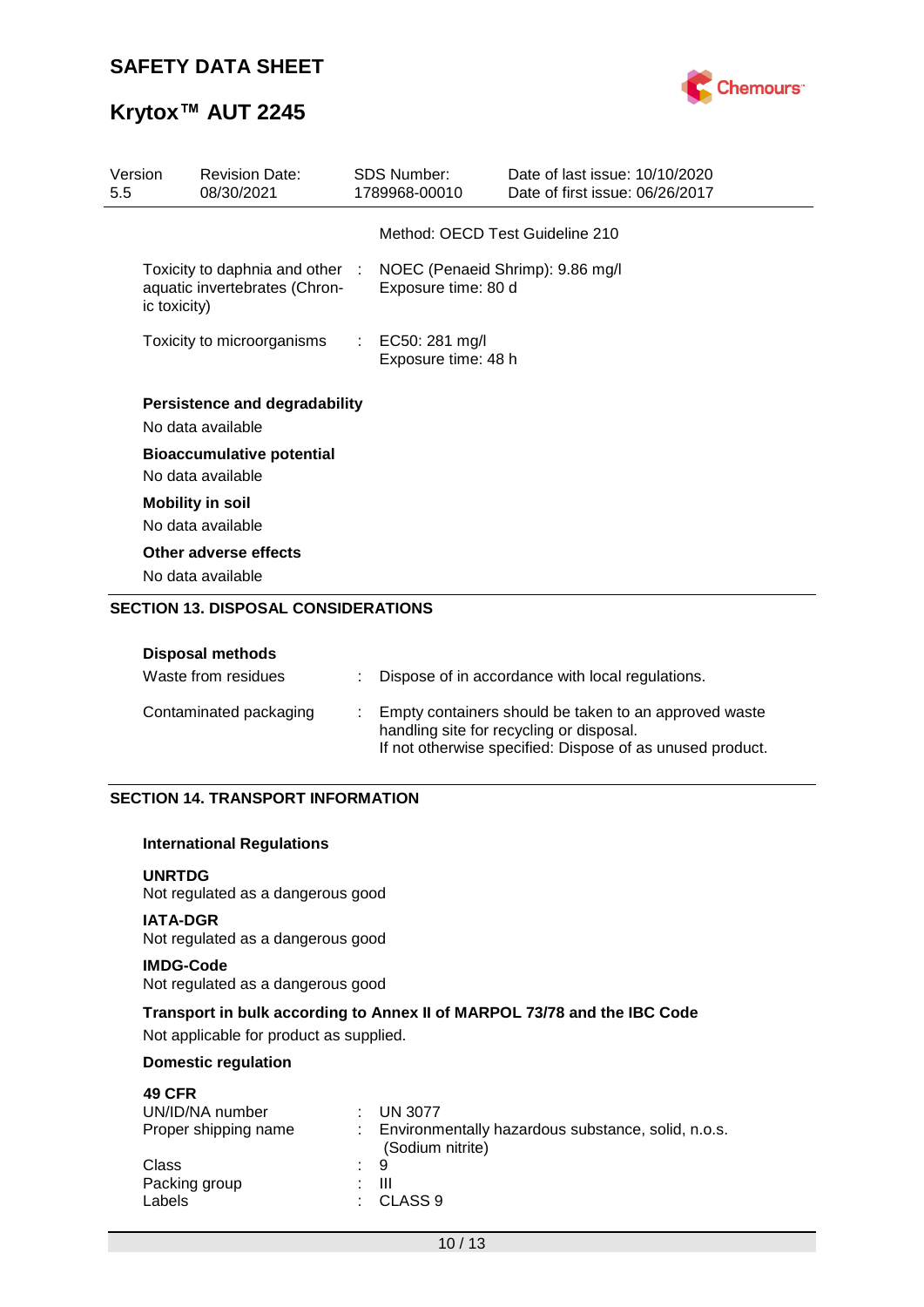| Version 5.5 | Revision Date: 08/30/2021 | SDS Number: 1789968-00010 | Date of last issue: 10/10/2020<br>Date of first issue: 06/26/2017 |
|---|---|---|---|

Method: OECD Test Guideline 210

Toxicity to daphnia and other aquatic invertebrates (Chronic toxicity) : NOEC (Penaeid Shrimp): 9.86 mg/l
Exposure time: 80 d

Toxicity to microorganisms : EC50: 281 mg/l
Exposure time: 48 h

**Persistence and degradability**

No data available

**Bioaccumulative potential**

No data available

**Mobility in soil**

No data available

**Other adverse effects**

No data available

## SECTION 13. DISPOSAL CONSIDERATIONS

**Disposal methods**

Waste from residues : Dispose of in accordance with local regulations.

Contaminated packaging : Empty containers should be taken to an approved waste handling site for recycling or disposal.
If not otherwise specified: Dispose of as unused product.

## SECTION 14. TRANSPORT INFORMATION

**International Regulations**

**UNRTDG**
Not regulated as a dangerous good

**IATA-DGR**
Not regulated as a dangerous good

**IMDG-Code**
Not regulated as a dangerous good

**Transport in bulk according to Annex II of MARPOL 73/78 and the IBC Code**

Not applicable for product as supplied.

**Domestic regulation**

**49 CFR**

UN/ID/NA number : UN 3077
Proper shipping name : Environmentally hazardous substance, solid, n.o.s. (Sodium nitrite)
Class : 9
Packing group : III
Labels : CLASS 9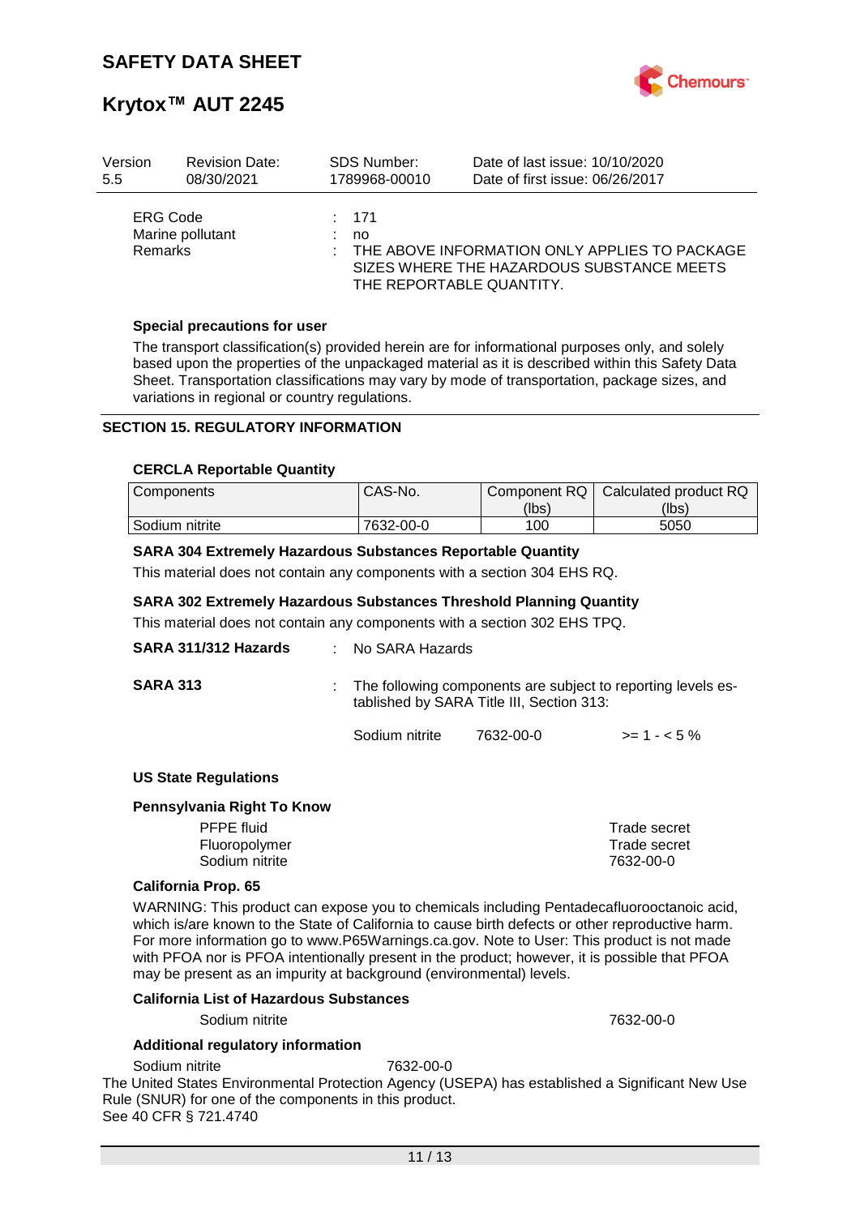| Version | Revision Date: | SDS Number: | Date of last issue: 10/10/2020 |
|---|---|---|---|
| 5.5 | 08/30/2021 | 1789968-00010 | Date of first issue: 06/26/2017 |

ERG Code : 171

Marine pollutant : no

Remarks : THE ABOVE INFORMATION ONLY APPLIES TO PACKAGE SIZES WHERE THE HAZARDOUS SUBSTANCE MEETS THE REPORTABLE QUANTITY.

**Special precautions for user**

The transport classification(s) provided herein are for informational purposes only, and solely based upon the properties of the unpackaged material as it is described within this Safety Data Sheet. Transportation classifications may vary by mode of transportation, package sizes, and variations in regional or country regulations.

## SECTION 15. REGULATORY INFORMATION

**CERCLA Reportable Quantity**

| Components | CAS-No. | Component RQ (lbs) | Calculated product RQ (lbs) |
|---|---|---|---|
| Sodium nitrite | 7632-00-0 | 100 | 5050 |

**SARA 304 Extremely Hazardous Substances Reportable Quantity**

This material does not contain any components with a section 304 EHS RQ.

**SARA 302 Extremely Hazardous Substances Threshold Planning Quantity**

This material does not contain any components with a section 302 EHS TPQ.

**SARA 311/312 Hazards** : No SARA Hazards

**SARA 313** : The following components are subject to reporting levels established by SARA Title III, Section 313:

| | | |
|---|---|---|
| Sodium nitrite | 7632-00-0 | >= 1 - < 5 % |

**US State Regulations**

**Pennsylvania Right To Know**

| | |
|---|---|
| PFPE fluid | Trade secret |
| Fluoropolymer | Trade secret |
| Sodium nitrite | 7632-00-0 |

**California Prop. 65**

WARNING: This product can expose you to chemicals including Pentadecafluorooctanoic acid, which is/are known to the State of California to cause birth defects or other reproductive harm. For more information go to www.P65Warnings.ca.gov. Note to User: This product is not made with PFOA nor is PFOA intentionally present in the product; however, it is possible that PFOA may be present as an impurity at background (environmental) levels.

**California List of Hazardous Substances**

Sodium nitrite 7632-00-0

**Additional regulatory information**

Sodium nitrite 7632-00-0

The United States Environmental Protection Agency (USEPA) has established a Significant New Use Rule (SNUR) for one of the components in this product.
See 40 CFR § 721.4740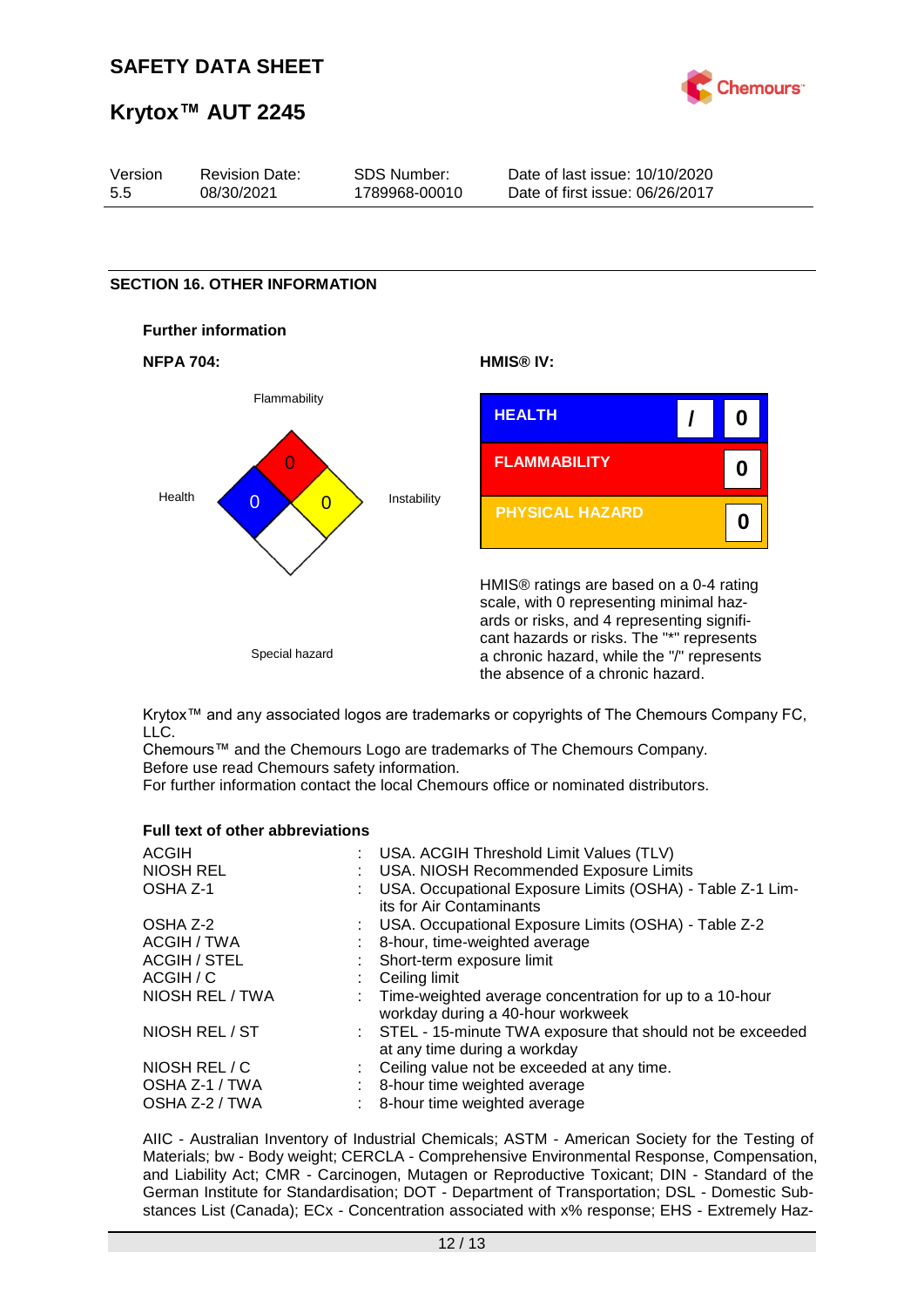## SECTION 16. OTHER INFORMATION

**Further information**

**NFPA 704:**

Flammability: 0
Health: 0
Instability: 0
Special hazard

**HMIS® IV:**

| | | |
|---|---|---|
| HEALTH | / | 0 |
| FLAMMABILITY | | 0 |
| PHYSICAL HAZARD | | 0 |

HMIS® ratings are based on a 0-4 rating scale, with 0 representing minimal hazards or risks, and 4 representing significant hazards or risks. The "*" represents a chronic hazard, while the "/" represents the absence of a chronic hazard.

Krytox™ and any associated logos are trademarks or copyrights of The Chemours Company FC, LLC.
Chemours™ and the Chemours Logo are trademarks of The Chemours Company.
Before use read Chemours safety information.
For further information contact the local Chemours office or nominated distributors.

**Full text of other abbreviations**

| | | |
|---|---|---|
| ACGIH | : | USA. ACGIH Threshold Limit Values (TLV) |
| NIOSH REL | : | USA. NIOSH Recommended Exposure Limits |
| OSHA Z-1 | : | USA. Occupational Exposure Limits (OSHA) - Table Z-1 Limits for Air Contaminants |
| OSHA Z-2 | : | USA. Occupational Exposure Limits (OSHA) - Table Z-2 |
| ACGIH / TWA | : | 8-hour, time-weighted average |
| ACGIH / STEL | : | Short-term exposure limit |
| ACGIH / C | : | Ceiling limit |
| NIOSH REL / TWA | : | Time-weighted average concentration for up to a 10-hour workday during a 40-hour workweek |
| NIOSH REL / ST | : | STEL - 15-minute TWA exposure that should not be exceeded at any time during a workday |
| NIOSH REL / C | : | Ceiling value not be exceeded at any time. |
| OSHA Z-1 / TWA | : | 8-hour time weighted average |
| OSHA Z-2 / TWA | : | 8-hour time weighted average |

AIIC - Australian Inventory of Industrial Chemicals; ASTM - American Society for the Testing of Materials; bw - Body weight; CERCLA - Comprehensive Environmental Response, Compensation, and Liability Act; CMR - Carcinogen, Mutagen or Reproductive Toxicant; DIN - Standard of the German Institute for Standardisation; DOT - Department of Transportation; DSL - Domestic Substances List (Canada); ECx - Concentration associated with x% response; EHS - Extremely Haz-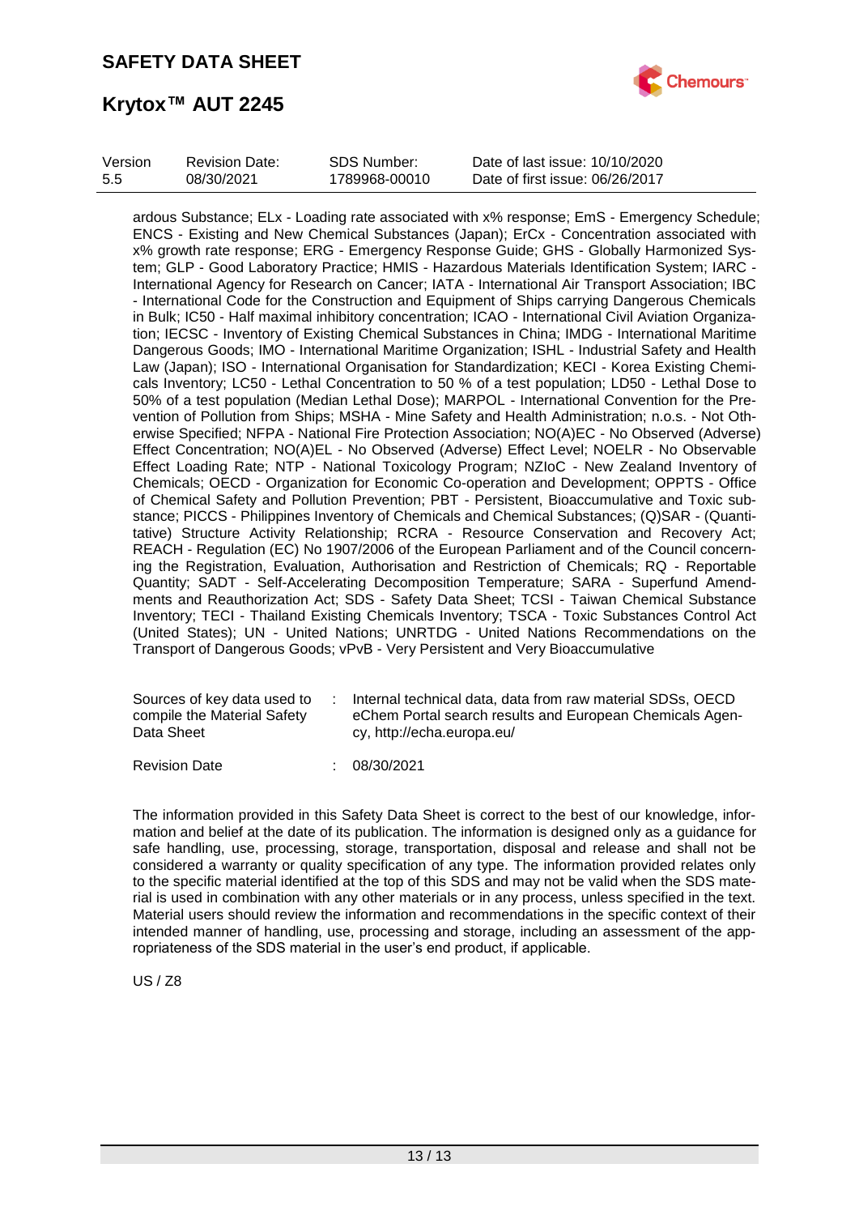ardous Substance; ELx - Loading rate associated with x% response; EmS - Emergency Schedule; ENCS - Existing and New Chemical Substances (Japan); ErCx - Concentration associated with x% growth rate response; ERG - Emergency Response Guide; GHS - Globally Harmonized System; GLP - Good Laboratory Practice; HMIS - Hazardous Materials Identification System; IARC - International Agency for Research on Cancer; IATA - International Air Transport Association; IBC - International Code for the Construction and Equipment of Ships carrying Dangerous Chemicals in Bulk; IC50 - Half maximal inhibitory concentration; ICAO - International Civil Aviation Organization; IECSC - Inventory of Existing Chemical Substances in China; IMDG - International Maritime Dangerous Goods; IMO - International Maritime Organization; ISHL - Industrial Safety and Health Law (Japan); ISO - International Organisation for Standardization; KECI - Korea Existing Chemicals Inventory; LC50 - Lethal Concentration to 50 % of a test population; LD50 - Lethal Dose to 50% of a test population (Median Lethal Dose); MARPOL - International Convention for the Prevention of Pollution from Ships; MSHA - Mine Safety and Health Administration; n.o.s. - Not Otherwise Specified; NFPA - National Fire Protection Association; NO(A)EC - No Observed (Adverse) Effect Concentration; NO(A)EL - No Observed (Adverse) Effect Level; NOELR - No Observable Effect Loading Rate; NTP - National Toxicology Program; NZIoC - New Zealand Inventory of Chemicals; OECD - Organization for Economic Co-operation and Development; OPPTS - Office of Chemical Safety and Pollution Prevention; PBT - Persistent, Bioaccumulative and Toxic substance; PICCS - Philippines Inventory of Chemicals and Chemical Substances; (Q)SAR - (Quantitative) Structure Activity Relationship; RCRA - Resource Conservation and Recovery Act; REACH - Regulation (EC) No 1907/2006 of the European Parliament and of the Council concerning the Registration, Evaluation, Authorisation and Restriction of Chemicals; RQ - Reportable Quantity; SADT - Self-Accelerating Decomposition Temperature; SARA - Superfund Amendments and Reauthorization Act; SDS - Safety Data Sheet; TCSI - Taiwan Chemical Substance Inventory; TECI - Thailand Existing Chemicals Inventory; TSCA - Toxic Substances Control Act (United States); UN - United Nations; UNRTDG - United Nations Recommendations on the Transport of Dangerous Goods; vPvB - Very Persistent and Very Bioaccumulative

Sources of key data used to compile the Material Safety Data Sheet : Internal technical data, data from raw material SDSs, OECD eChem Portal search results and European Chemicals Agency, http://echa.europa.eu/

Revision Date : 08/30/2021

The information provided in this Safety Data Sheet is correct to the best of our knowledge, information and belief at the date of its publication. The information is designed only as a guidance for safe handling, use, processing, storage, transportation, disposal and release and shall not be considered a warranty or quality specification of any type. The information provided relates only to the specific material identified at the top of this SDS and may not be valid when the SDS material is used in combination with any other materials or in any process, unless specified in the text. Material users should review the information and recommendations in the specific context of their intended manner of handling, use, processing and storage, including an assessment of the appropriateness of the SDS material in the user's end product, if applicable.

US / Z8